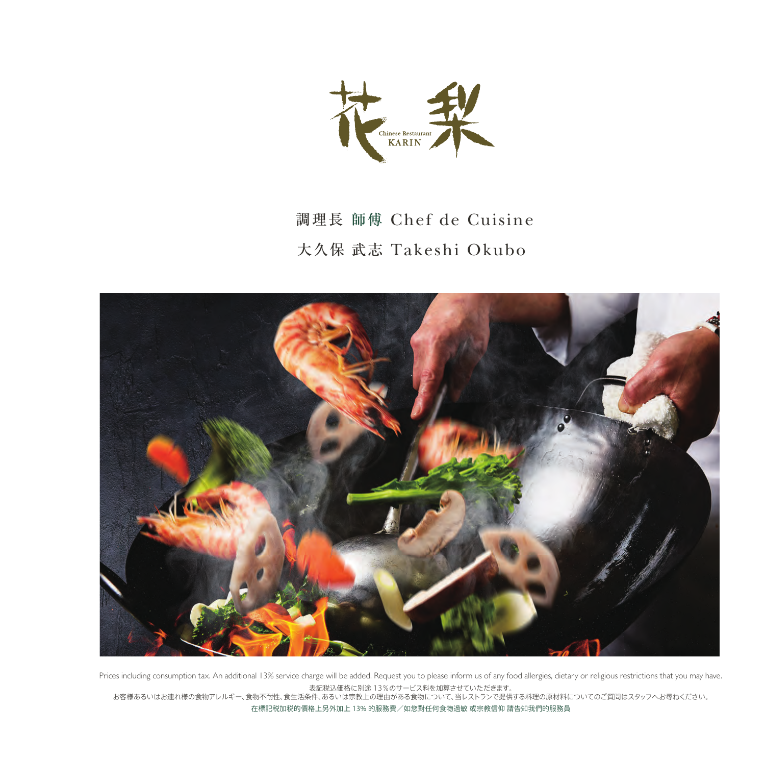# 花梨

Chinese Restaurant
KARIN

調理長 師傅 Chef de Cuisine

大久保 武志 Takeshi Okubo

Prices including consumption tax. An additional 13% service charge will be added. Request you to please inform us of any food allergies, dietary or religious restrictions that you may have.

表記税込価格に別途 13％のサービス料を加算させていただきます。

お客様あるいはお連れ様の食物アレルギー、食物不耐性、食生活条件、あるいは宗教上の理由がある食物について、当レストランで提供する料理の原材料についてのご質問はスタッフへお尋ねください。

在標記稅加稅的價格上另外加上 13% 的服務費／如您對任何食物過敏 或宗教信仰 請告知我們的服務員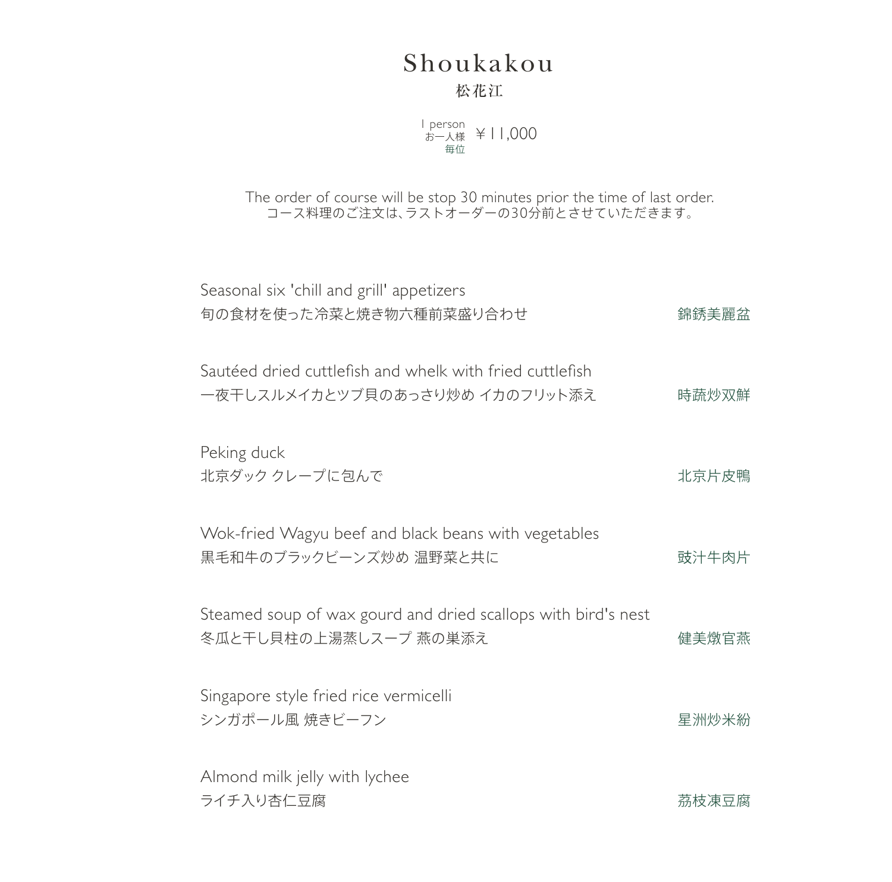# Shoukakou

## 松花江

1 person
お一人様
毎位
￥11,000

The order of course will be stop 30 minutes prior the time of last order.
コース料理のご注文は、ラストオーダーの30分前とさせていただきます。

Seasonal six 'chill and grill' appetizers
旬の食材を使った冷菜と焼き物六種前菜盛り合わせ　　錦銹美麗盆

Sautéed dried cuttlefish and whelk with fried cuttlefish
一夜干しスルメイカとツブ貝のあっさり炒め イカのフリット添え　　時蔬炒双鮮

Peking duck
北京ダック クレープに包んで　　北京片皮鴨

Wok-fried Wagyu beef and black beans with vegetables
黒毛和牛のブラックビーンズ炒め 温野菜と共に　　豉汁牛肉片

Steamed soup of wax gourd and dried scallops with bird's nest
冬瓜と干し貝柱の上湯蒸しスープ 燕の巣添え　　健美燉官燕

Singapore style fried rice vermicelli
シンガポール風 焼きビーフン　　星洲炒米紛

Almond milk jelly with lychee
ライチ入り杏仁豆腐　　茘枝凍豆腐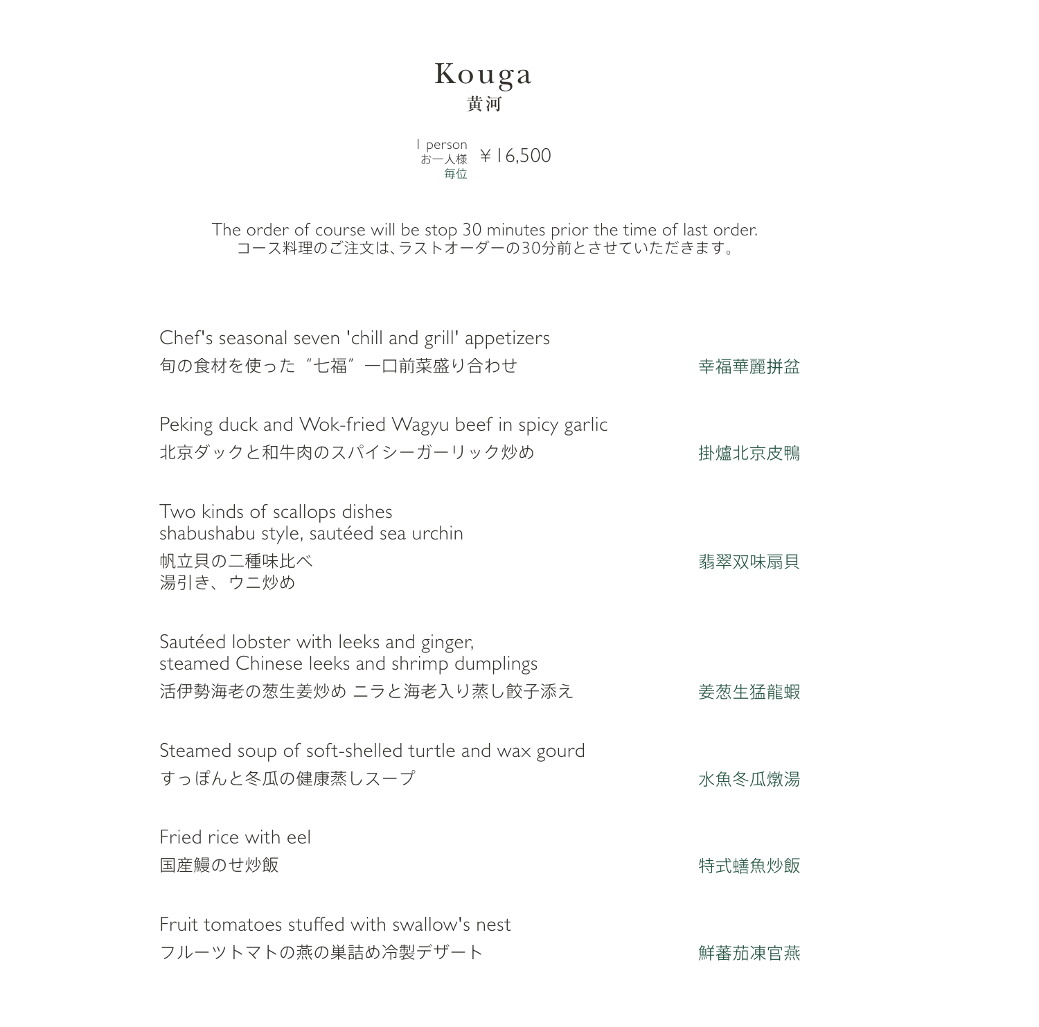# Kouga
## 黄河

1 person
お一人様
毎位
￥16,500

The order of course will be stop 30 minutes prior the time of last order.
コース料理のご注文は､ラストオーダーの30分前とさせていただきます。

Chef's seasonal seven 'chill and grill' appetizers
旬の食材を使った“七福”一口前菜盛り合わせ
幸福華麗拼盆

Peking duck and Wok-fried Wagyu beef in spicy garlic
北京ダックと和牛肉のスパイシーガーリック炒め
掛爐北京皮鴨

Two kinds of scallops dishes
shabushabu style, sautéed sea urchin
帆立貝の二種味比べ
湯引き、ウニ炒め
翡翠双味扇貝

Sautéed lobster with leeks and ginger,
steamed Chinese leeks and shrimp dumplings
活伊勢海老の葱生姜炒め ニラと海老入り蒸し餃子添え
姜葱生猛龍蝦

Steamed soup of soft-shelled turtle and wax gourd
すっぽんと冬瓜の健康蒸しスープ
水魚冬瓜燉湯

Fried rice with eel
国産鰻のせ炒飯
特式蟮魚炒飯

Fruit tomatoes stuffed with swallow's nest
フルーツトマトの燕の巣詰め冷製デザート
鮮蕃茄凍官燕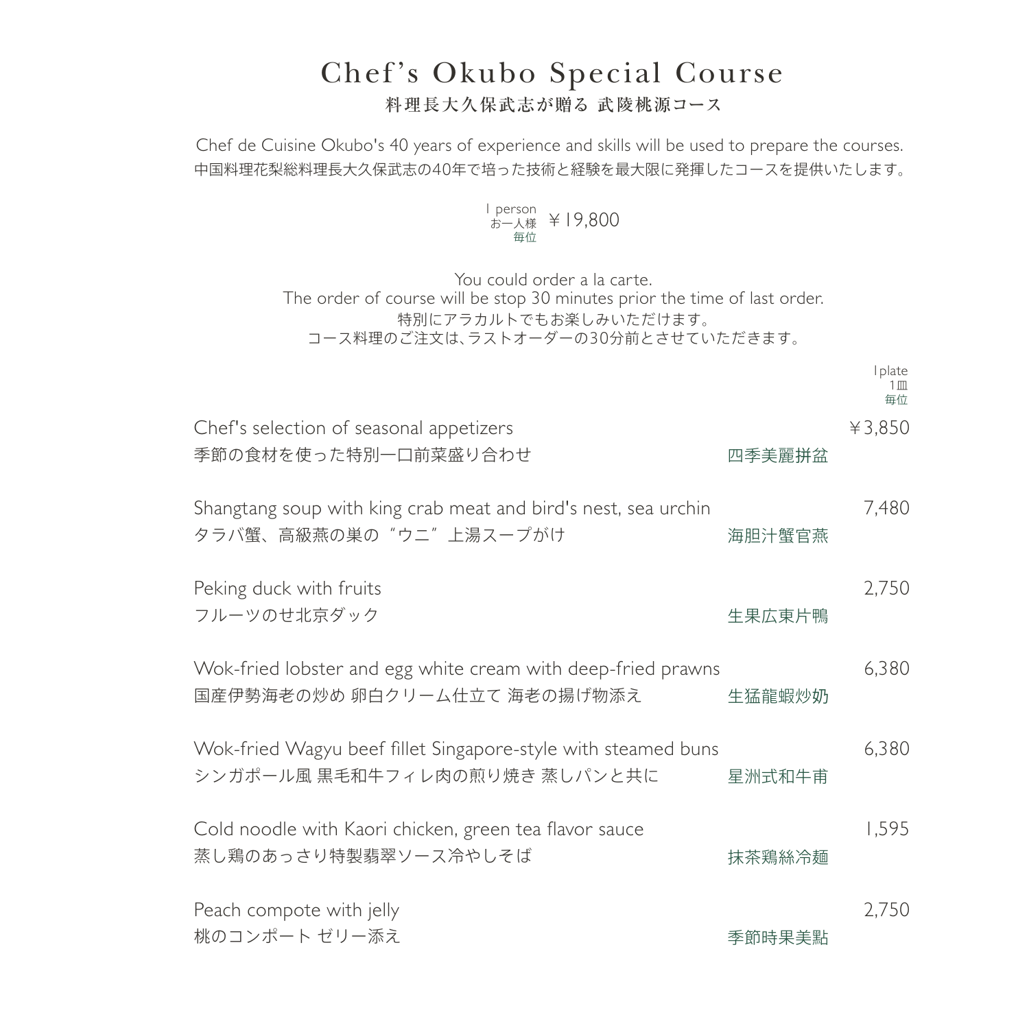# Chef's Okubo Special Course

## 料理長大久保武志が贈る 武陵桃源コース

Chef de Cuisine Okubo's 40 years of experience and skills will be used to prepare the courses.
中国料理花梨総料理長大久保武志の40年で培った技術と経験を最大限に発揮したコースを提供いたします。

1 person
お一人様
毎位
￥19,800

You could order a la carte.
The order of course will be stop 30 minutes prior the time of last order.
特別にアラカルトでもお楽しみいただけます。
コース料理のご注文は、ラストオーダーの30分前とさせていただきます。

| | | 1plate<br>1皿<br>毎位 |
|---|---|---|
| Chef's selection of seasonal appetizers<br>季節の食材を使った特別一口前菜盛り合わせ | 四季美麗拼盆 | ￥3,850 |
| Shangtang soup with king crab meat and bird's nest, sea urchin<br>タラバ蟹、高級燕の巣の“ウニ”上湯スープがけ | 海胆汁蟹官燕 | 7,480 |
| Peking duck with fruits<br>フルーツのせ北京ダック | 生果広東片鴨 | 2,750 |
| Wok-fried lobster and egg white cream with deep-fried prawns<br>国産伊勢海老の炒め 卵白クリーム仕立て 海老の揚げ物添え | 生猛龍蝦炒奶 | 6,380 |
| Wok-fried Wagyu beef fillet Singapore-style with steamed buns<br>シンガポール風 黒毛和牛フィレ肉の煎り焼き 蒸しパンと共に | 星洲式和牛甫 | 6,380 |
| Cold noodle with Kaori chicken, green tea flavor sauce<br>蒸し鶏のあっさり特製翡翠ソース冷やしそば | 抹茶鶏絲冷麺 | 1,595 |
| Peach compote with jelly<br>桃のコンポート ゼリー添え | 季節時果美點 | 2,750 |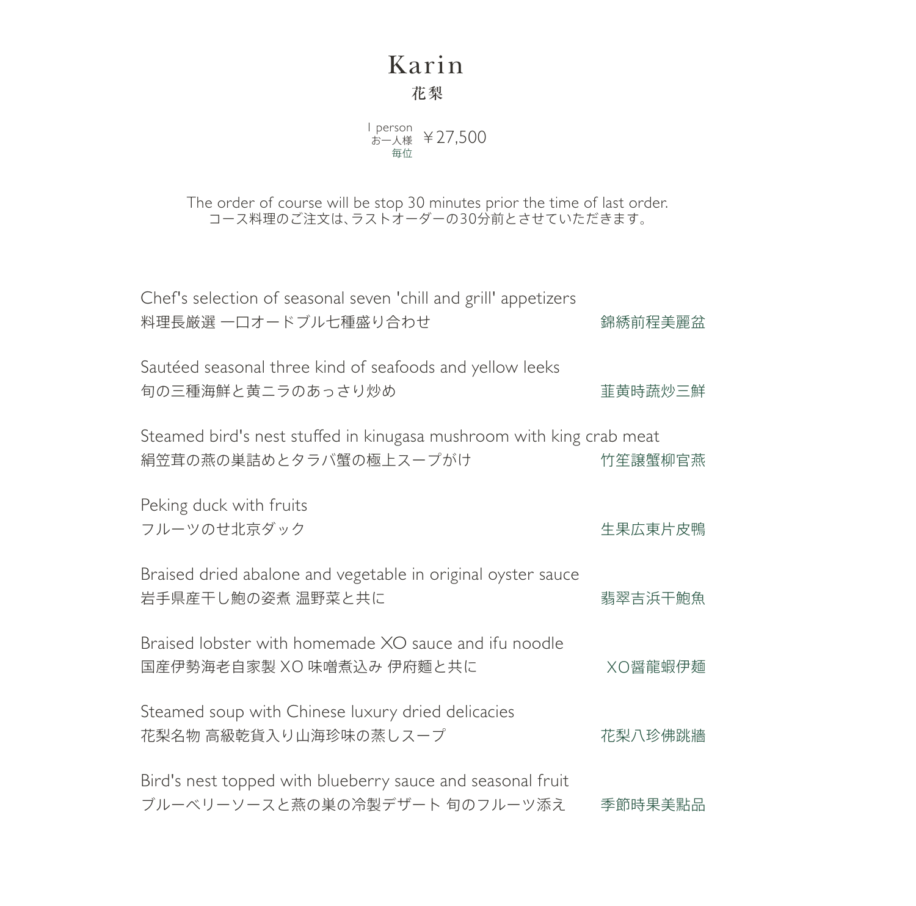# Karin

## 花梨

1 person
お一人様
毎位
￥27,500

The order of course will be stop 30 minutes prior the time of last order.
コース料理のご注文は、ラストオーダーの30分前とさせていただきます。

Chef's selection of seasonal seven 'chill and grill' appetizers
料理長厳選 一口オードブル七種盛り合わせ　錦綉前程美麗盆

Sautéed seasonal three kind of seafoods and yellow leeks
旬の三種海鮮と黄ニラのあっさり炒め　韮黄時蔬炒三鮮

Steamed bird's nest stuffed in kinugasa mushroom with king crab meat
絹笠茸の燕の巣詰めとタラバ蟹の極上スープがけ　竹笙譲蟹柳官燕

Peking duck with fruits
フルーツのせ北京ダック　生果広東片皮鴨

Braised dried abalone and vegetable in original oyster sauce
岩手県産干し鮑の姿煮 温野菜と共に　翡翠吉浜干鮑魚

Braised lobster with homemade XO sauce and ifu noodle
国産伊勢海老自家製 XO 味噌煮込み 伊府麺と共に　XO醤龍蝦伊麺

Steamed soup with Chinese luxury dried delicacies
花梨名物 高級乾貨入り山海珍味の蒸しスープ　花梨八珍佛跳牆

Bird's nest topped with blueberry sauce and seasonal fruit
ブルーベリーソースと燕の巣の冷製デザート 旬のフルーツ添え　季節時果美點品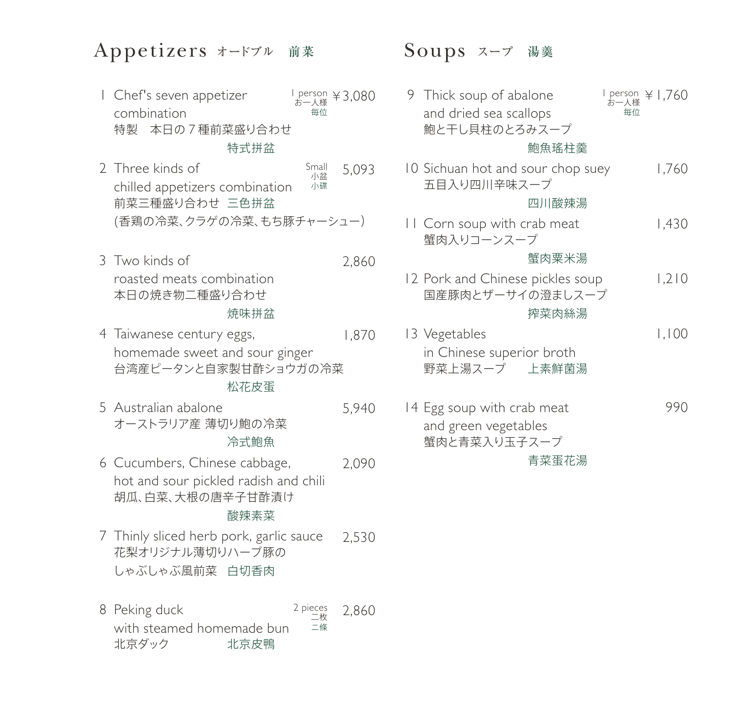## Appetizers オードブル　前菜

1 Chef's seven appetizer combination — 1 person お一人様 毎位 ￥3,080
特製　本日の７種前菜盛り合わせ
特式拼盆

2 Three kinds of chilled appetizers combination — Small 小盆 小碟 5,093
前菜三種盛り合わせ　三色拼盆
(香鶏の冷菜、クラゲの冷菜、もち豚チャーシュー)

3 Two kinds of roasted meats combination — 2,860
本日の焼き物二種盛り合わせ
焼味拼盆

4 Taiwanese century eggs, homemade sweet and sour ginger — 1,870
台湾産ピータンと自家製甘酢ショウガの冷菜
松花皮蛋

5 Australian abalone — 5,940
オーストラリア産 薄切り鮑の冷菜
冷式鮑魚

6 Cucumbers, Chinese cabbage, hot and sour pickled radish and chili — 2,090
胡瓜、白菜、大根の唐辛子甘酢漬け
酸辣素菜

7 Thinly sliced herb pork, garlic sauce — 2,530
花梨オリジナル薄切りハーブ豚の
しゃぶしゃぶ風前菜　白切香肉

8 Peking duck with steamed homemade bun — 2 pieces 二枚 二條 2,860
北京ダック　北京皮鴨

## Soups スープ　湯羹

9 Thick soup of abalone and dried sea scallops — 1 person お一人様 毎位 ￥1,760
鮑と干し貝柱のとろみスープ
鮑魚瑤柱羹

10 Sichuan hot and sour chop suey — 1,760
五目入り四川辛味スープ
四川酸辣湯

11 Corn soup with crab meat — 1,430
蟹肉入りコーンスープ
蟹肉粟米湯

12 Pork and Chinese pickles soup — 1,210
国産豚肉とザーサイの澄ましスープ
搾菜肉絲湯

13 Vegetables in Chinese superior broth — 1,100
野菜上湯スープ　上素鮮菌湯

14 Egg soup with crab meat and green vegetables — 990
蟹肉と青菜入り玉子スープ
青菜蛋花湯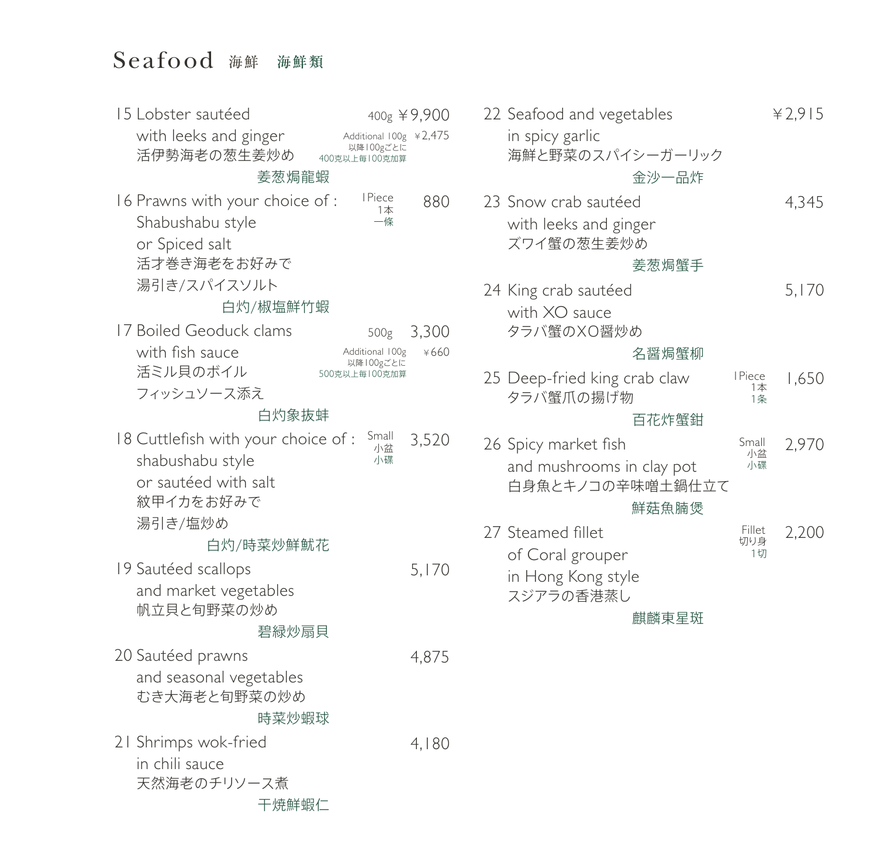# Seafood 海鮮　海鮮類

**15 Lobster sautéed with leeks and ginger**
活伊勢海老の葱生姜炒め
姜葱焗龍蝦
400g ￥9,900
Additional 100g 以降100gごとに 400克以上每100克加算 ￥2,475

**16 Prawns with your choice of : Shabushabu style or Spiced salt**
活才巻き海老をお好みで
湯引き/スパイスソルト
白灼/椒塩鮮竹蝦
1Piece 1本 一條 880

**17 Boiled Geoduck clams with fish sauce**
活ミル貝のボイル
フィッシュソース添え
白灼象抜蚌
500g 3,300
Additional 100g 以降100gごとに 500克以上每100克加算 ￥660

**18 Cuttlefish with your choice of : shabushabu style or sautéed with salt**
紋甲イカをお好みで
湯引き/塩炒め
白灼/時菜炒鮮魷花
Small 小盆 小碟 3,520

**19 Sautéed scallops and market vegetables**
帆立貝と旬野菜の炒め
碧緑炒扇貝
5,170

**20 Sautéed prawns and seasonal vegetables**
むき大海老と旬野菜の炒め
時菜炒蝦球
4,875

**21 Shrimps wok-fried in chili sauce**
天然海老のチリソース煮
干焼鮮蝦仁
4,180

**22 Seafood and vegetables in spicy garlic**
海鮮と野菜のスパイシーガーリック
金沙一品炸
￥2,915

**23 Snow crab sautéed with leeks and ginger**
ズワイ蟹の葱生姜炒め
姜葱焗蟹手
4,345

**24 King crab sautéed with XO sauce**
タラバ蟹のXO醤炒め
名醤焗蟹柳
5,170

**25 Deep-fried king crab claw**
タラバ蟹爪の揚げ物
百花炸蟹鉗
1Piece 1本 1条 1,650

**26 Spicy market fish and mushrooms in clay pot**
白身魚とキノコの辛味噌土鍋仕立て
鮮菇魚腩煲
Small 小盆 小碟 2,970

**27 Steamed fillet of Coral grouper in Hong Kong style**
スジアラの香港蒸し
麒麟東星斑
Fillet 切り身 1切 2,200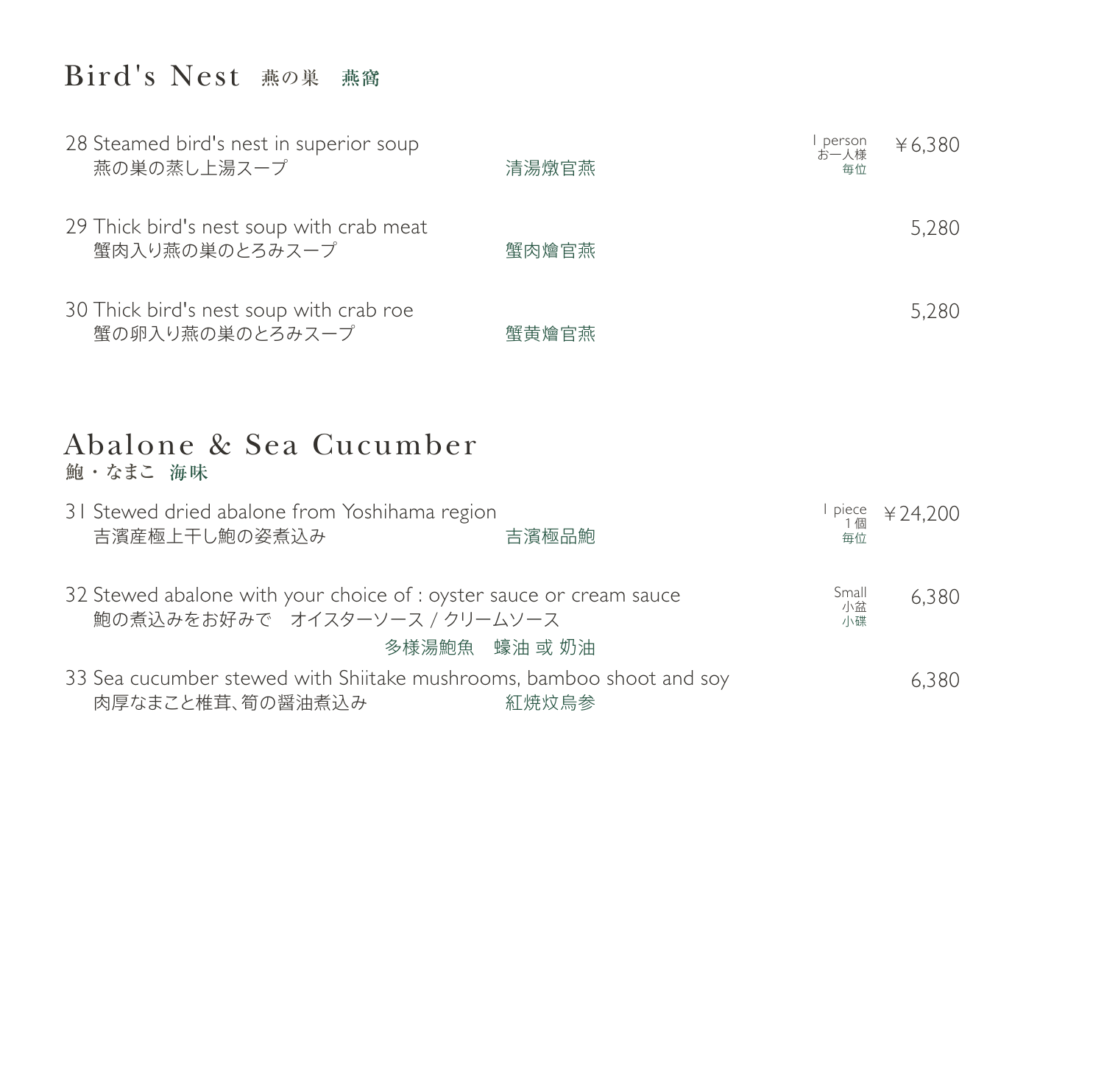## Bird's Nest 燕の巣 燕窩

28 Steamed bird's nest in superior soup
燕の巣の蒸し上湯スープ　清湯燉官燕
1 person お一人様 毎位　￥6,380

29 Thick bird's nest soup with crab meat
蟹肉入り燕の巣のとろみスープ　蟹肉燴官燕
5,280

30 Thick bird's nest soup with crab roe
蟹の卵入り燕の巣のとろみスープ　蟹黄燴官燕
5,280

## Abalone & Sea Cucumber

鮑・なまこ 海味

31 Stewed dried abalone from Yoshihama region
吉濱産極上干し鮑の姿煮込み　吉濱極品鮑
1 piece 1個 毎位　￥24,200

32 Stewed abalone with your choice of : oyster sauce or cream sauce
鮑の煮込みをお好みで　オイスターソース / クリームソース
多様湯鮑魚　蠔油 或 奶油
Small 小盆 小碟　6,380

33 Sea cucumber stewed with Shiitake mushrooms, bamboo shoot and soy
肉厚なまこと椎茸､筍の醤油煮込み　紅焼炆烏参
6,380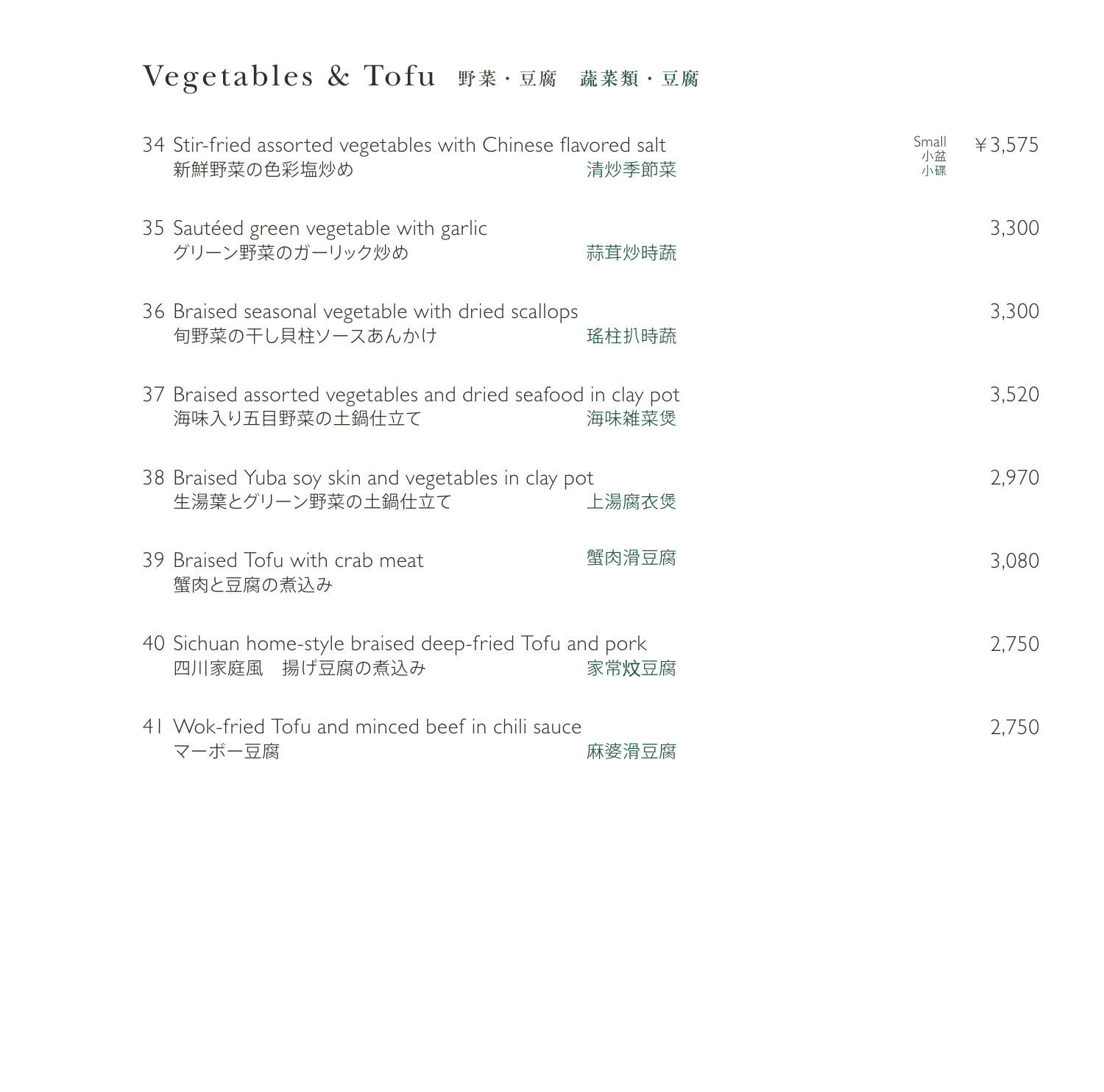# Vegetables & Tofu 野菜・豆腐 蔬菜類・豆腐

34 Stir-fried assorted vegetables with Chinese flavored salt
新鮮野菜の色彩塩炒め 清炒季節菜
Small 小盆 小碟 ￥3,575

35 Sautéed green vegetable with garlic
グリーン野菜のガーリック炒め 蒜茸炒時蔬
3,300

36 Braised seasonal vegetable with dried scallops
旬野菜の干し貝柱ソースあんかけ 瑤柱扒時蔬
3,300

37 Braised assorted vegetables and dried seafood in clay pot
海味入り五目野菜の土鍋仕立て 海味雜菜煲
3,520

38 Braised Yuba soy skin and vegetables in clay pot
生湯葉とグリーン野菜の土鍋仕立て 上湯腐衣煲
2,970

39 Braised Tofu with crab meat 蟹肉滑豆腐
蟹肉と豆腐の煮込み
3,080

40 Sichuan home-style braised deep-fried Tofu and pork
四川家庭風　揚げ豆腐の煮込み 家常炆豆腐
2,750

41 Wok-fried Tofu and minced beef in chili sauce
マーボー豆腐 麻婆滑豆腐
2,750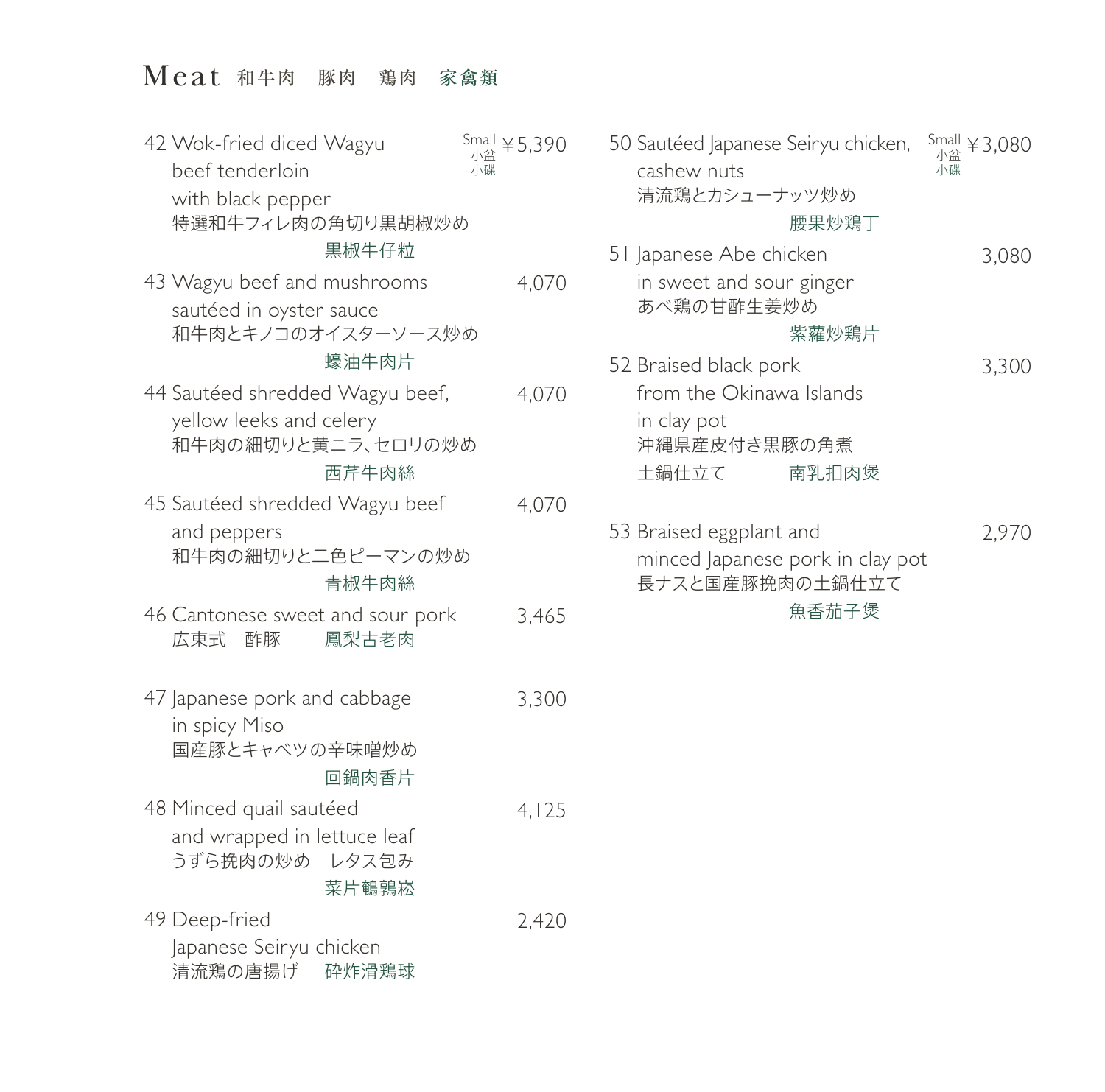# Meat 和牛肉　豚肉　鶏肉　家禽類

42 Wok-fried diced Wagyu beef tenderloin with black pepper　Small 小盆 小碟 ￥5,390
特選和牛フィレ肉の角切り黒胡椒炒め
黒椒牛仔粒

43 Wagyu beef and mushrooms sautéed in oyster sauce　4,070
和牛肉とキノコのオイスターソース炒め
蠔油牛肉片

44 Sautéed shredded Wagyu beef, yellow leeks and celery　4,070
和牛肉の細切りと黄ニラ、セロリの炒め
西芹牛肉絲

45 Sautéed shredded Wagyu beef and peppers　4,070
和牛肉の細切りと二色ピーマンの炒め
青椒牛肉絲

46 Cantonese sweet and sour pork　3,465
広東式　酢豚　鳳梨古老肉

47 Japanese pork and cabbage in spicy Miso　3,300
国産豚とキャベツの辛味噌炒め
回鍋肉香片

48 Minced quail sautéed and wrapped in lettuce leaf　4,125
うずら挽肉の炒め　レタス包み
菜片鵪鶉崧

49 Deep-fried Japanese Seiryu chicken　2,420
清流鶏の唐揚げ　砕炸滑鶏球

50 Sautéed Japanese Seiryu chicken, cashew nuts　Small 小盆 小碟 ￥3,080
清流鶏とカシューナッツ炒め
腰果炒鶏丁

51 Japanese Abe chicken in sweet and sour ginger　3,080
あべ鶏の甘酢生姜炒め
紫蘿炒鶏片

52 Braised black pork from the Okinawa Islands in clay pot　3,300
沖縄県産皮付き黒豚の角煮
土鍋仕立て　南乳扣肉煲

53 Braised eggplant and minced Japanese pork in clay pot　2,970
長ナスと国産豚挽肉の土鍋仕立て
魚香茄子煲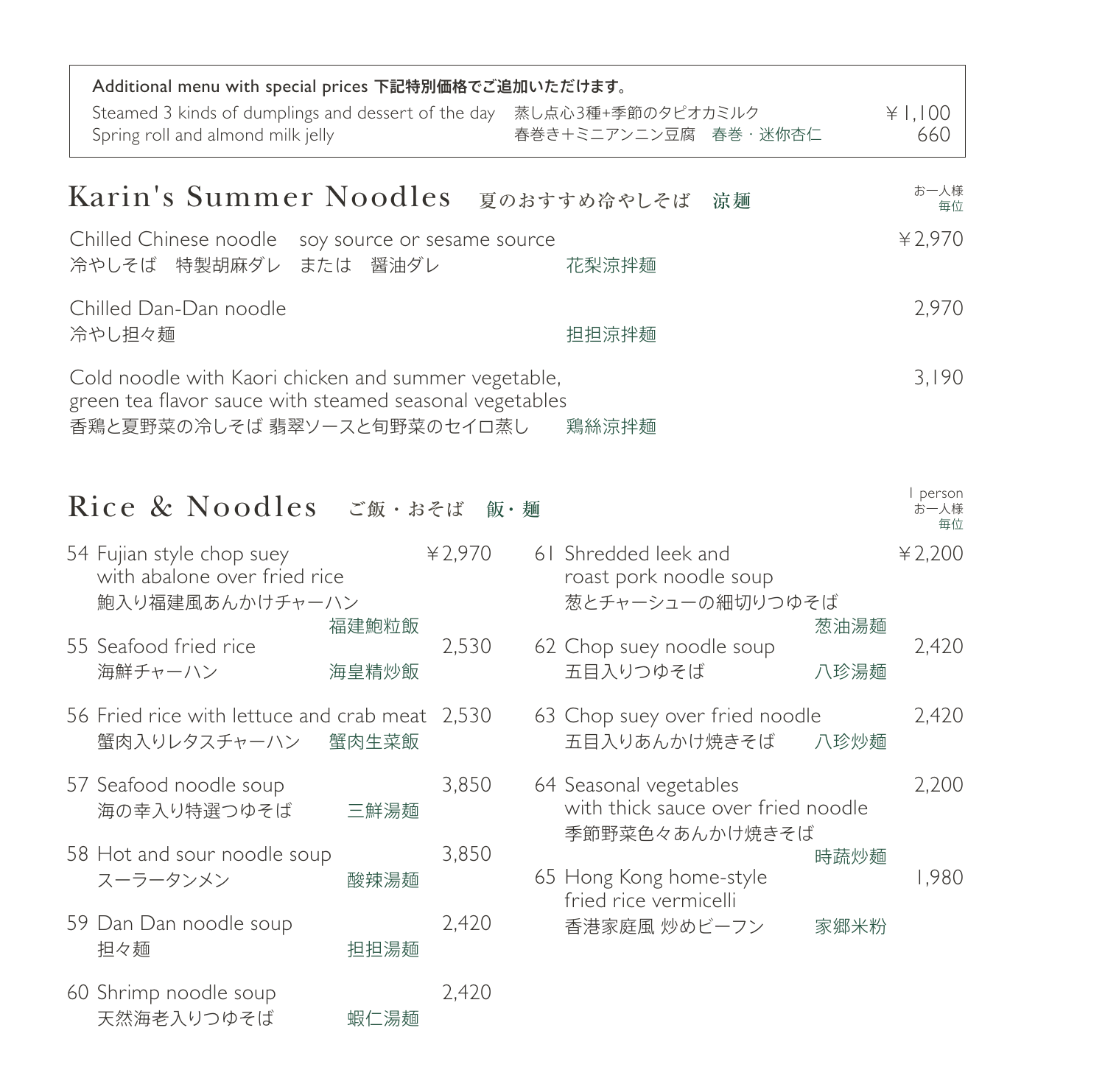**Additional menu with special prices 下記特別価格でご追加いただけます。**

| | | |
|---|---|---|
| Steamed 3 kinds of dumplings and dessert of the day | 蒸し点心3種+季節のタピオカミルク | ￥1,100 |
| Spring roll and almond milk jelly | 春巻き＋ミニアンニン豆腐　春巻・迷你杏仁 | 660 |

## Karin's Summer Noodles　夏のおすすめ冷やしそば　涼麺

お一人様
毎位

Chilled Chinese noodle　soy source or sesame source
冷やしそば　特製胡麻ダレ　または　醤油ダレ　花梨涼拌麺　￥2,970

Chilled Dan-Dan noodle
冷やし担々麺　担担涼拌麺　2,970

Cold noodle with Kaori chicken and summer vegetable,
green tea flavor sauce with steamed seasonal vegetables
香鶏と夏野菜の冷しそば 翡翠ソースと旬野菜のセイロ蒸し　鶏絲涼拌麺　3,190

## Rice & Noodles　ご飯・おそば　飯・麺

1 person
お一人様
毎位

54 Fujian style chop suey with abalone over fried rice
鮑入り福建風あんかけチャーハン　福建鮑粒飯　￥2,970

55 Seafood fried rice
海鮮チャーハン　海皇精炒飯　2,530

56 Fried rice with lettuce and crab meat
蟹肉入りレタスチャーハン　蟹肉生菜飯　2,530

57 Seafood noodle soup
海の幸入り特選つゆそば　三鮮湯麺　3,850

58 Hot and sour noodle soup
スーラータンメン　酸辣湯麺　3,850

59 Dan Dan noodle soup
担々麺　担担湯麺　2,420

60 Shrimp noodle soup
天然海老入りつゆそば　蝦仁湯麺　2,420

61 Shredded leek and roast pork noodle soup
葱とチャーシューの細切りつゆそば　葱油湯麺　￥2,200

62 Chop suey noodle soup
五目入りつゆそば　八珍湯麺　2,420

63 Chop suey over fried noodle
五目入りあんかけ焼きそば　八珍炒麺　2,420

64 Seasonal vegetables with thick sauce over fried noodle
季節野菜色々あんかけ焼きそば　時蔬炒麺　2,200

65 Hong Kong home-style fried rice vermicelli
香港家庭風 炒めビーフン　家郷米粉　1,980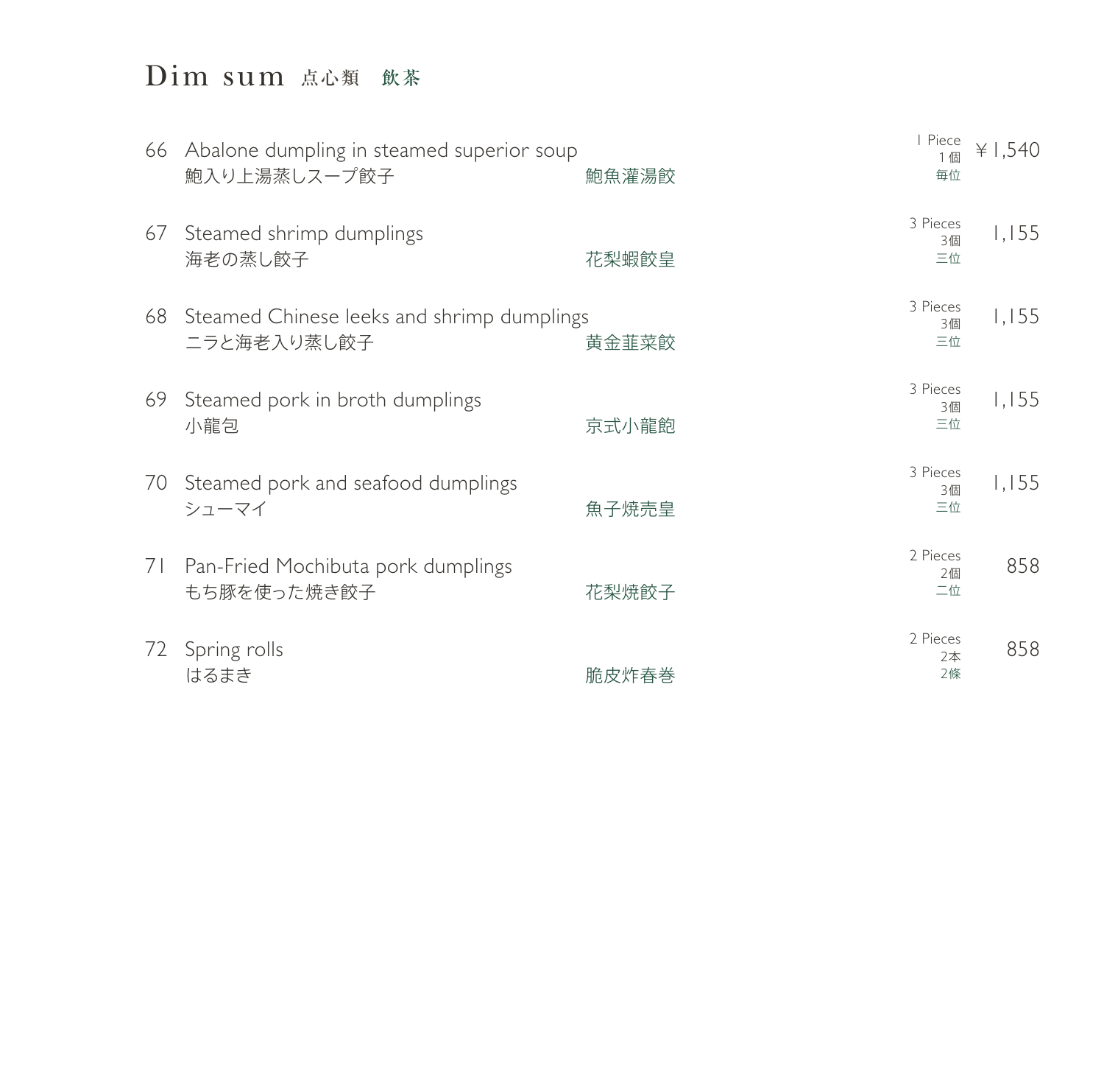# Dim sum 点心類　飲茶

| No. | Item | Chinese | Quantity | Price |
|---|---|---|---|---|
| 66 | Abalone dumpling in steamed superior soup<br>鮑入り上湯蒸しスープ餃子 | 鮑魚灌湯餃 | 1 Piece<br>1個<br>毎位 | ￥1,540 |
| 67 | Steamed shrimp dumplings<br>海老の蒸し餃子 | 花梨蝦餃皇 | 3 Pieces<br>3個<br>三位 | 1,155 |
| 68 | Steamed Chinese leeks and shrimp dumplings<br>ニラと海老入り蒸し餃子 | 黄金韮菜餃 | 3 Pieces<br>3個<br>三位 | 1,155 |
| 69 | Steamed pork in broth dumplings<br>小龍包 | 京式小龍飽 | 3 Pieces<br>3個<br>三位 | 1,155 |
| 70 | Steamed pork and seafood dumplings<br>シューマイ | 魚子焼売皇 | 3 Pieces<br>3個<br>三位 | 1,155 |
| 71 | Pan-Fried Mochibuta pork dumplings<br>もち豚を使った焼き餃子 | 花梨焼餃子 | 2 Pieces<br>2個<br>二位 | 858 |
| 72 | Spring rolls<br>はるまき | 脆皮炸春巻 | 2 Pieces<br>2本<br>2條 | 858 |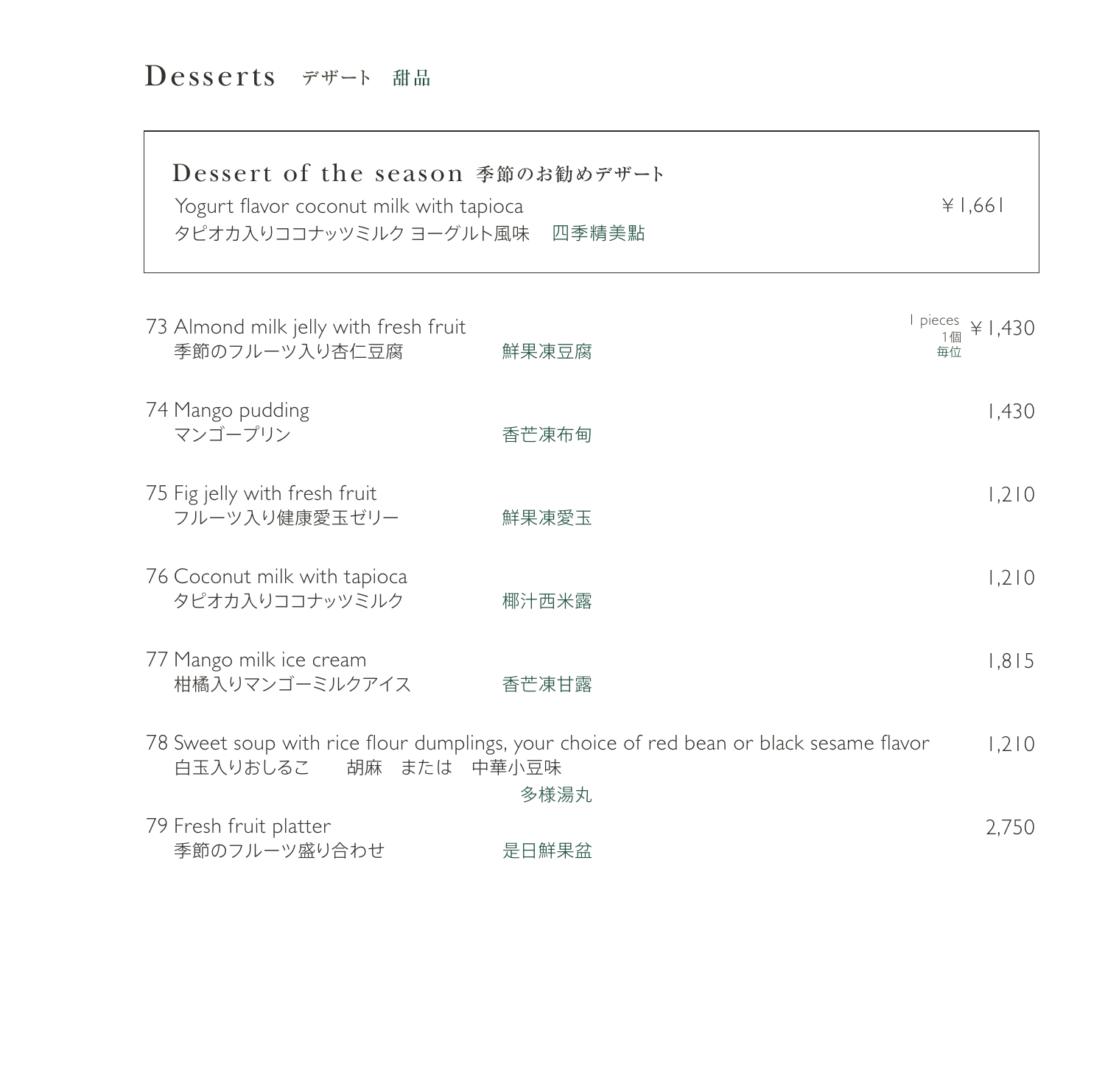# Desserts デザート 甜品

## Dessert of the season 季節のお勧めデザート

Yogurt flavor coconut milk with tapioca
タピオカ入りココナッツミルク ヨーグルト風味　四季精美點

￥1,661

| | | | |
|---|---|---|---|
| 73 Almond milk jelly with fresh fruit<br>季節のフルーツ入り杏仁豆腐 | 鮮果凍豆腐 | 1 pieces<br>1個<br>毎位 | ￥1,430 |
| 74 Mango pudding<br>マンゴープリン | 香芒凍布甸 | | 1,430 |
| 75 Fig jelly with fresh fruit<br>フルーツ入り健康愛玉ゼリー | 鮮果凍愛玉 | | 1,210 |
| 76 Coconut milk with tapioca<br>タピオカ入りココナッツミルク | 椰汁西米露 | | 1,210 |
| 77 Mango milk ice cream<br>柑橘入りマンゴーミルクアイス | 香芒凍甘露 | | 1,815 |
| 78 Sweet soup with rice flour dumplings, your choice of red bean or black sesame flavor<br>白玉入りおしるこ　胡麻　または　中華小豆味 | 多様湯丸 | | 1,210 |
| 79 Fresh fruit platter<br>季節のフルーツ盛り合わせ | 是日鮮果盆 | | 2,750 |